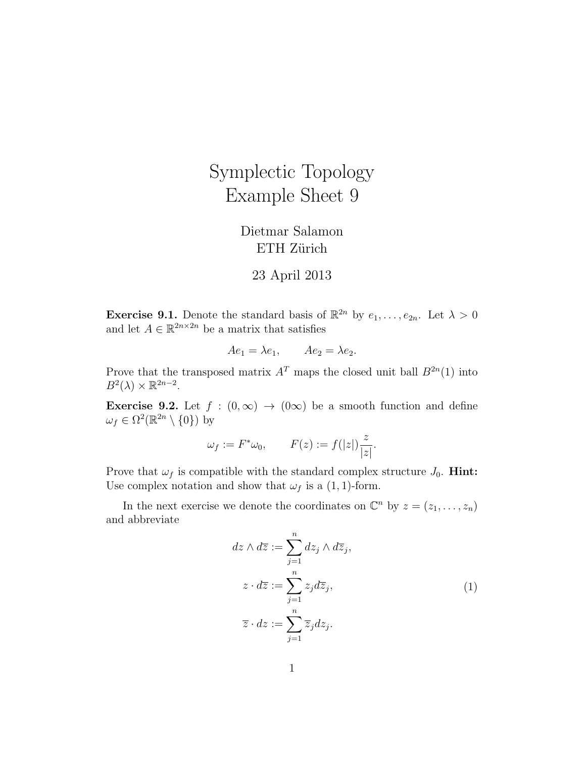# Symplectic Topology
# Example Sheet 9

Dietmar Salamon
ETH Zürich

23 April 2013

**Exercise 9.1.** Denote the standard basis of $\mathbb{R}^{2n}$ by $e_1, \ldots, e_{2n}$. Let $\lambda > 0$ and let $A \in \mathbb{R}^{2n \times 2n}$ be a matrix that satisfies

$$Ae_1 = \lambda e_1, \qquad Ae_2 = \lambda e_2.$$

Prove that the transposed matrix $A^T$ maps the closed unit ball $B^{2n}(1)$ into $B^2(\lambda) \times \mathbb{R}^{2n-2}$.

**Exercise 9.2.** Let $f : (0, \infty) \to (0\infty)$ be a smooth function and define $\omega_f \in \Omega^2(\mathbb{R}^{2n} \setminus \{0\})$ by

$$\omega_f := F^*\omega_0, \qquad F(z) := f(|z|)\frac{z}{|z|}.$$

Prove that $\omega_f$ is compatible with the standard complex structure $J_0$. **Hint:** Use complex notation and show that $\omega_f$ is a $(1, 1)$-form.

In the next exercise we denote the coordinates on $\mathbb{C}^n$ by $z = (z_1, \ldots, z_n)$ and abbreviate

$$\begin{aligned} dz \wedge d\overline{z} &:= \sum_{j=1}^{n} dz_j \wedge d\overline{z}_j, \\ z \cdot d\overline{z} &:= \sum_{j=1}^{n} z_j d\overline{z}_j, \\ \overline{z} \cdot dz &:= \sum_{j=1}^{n} \overline{z}_j dz_j. \end{aligned} \tag{1}$$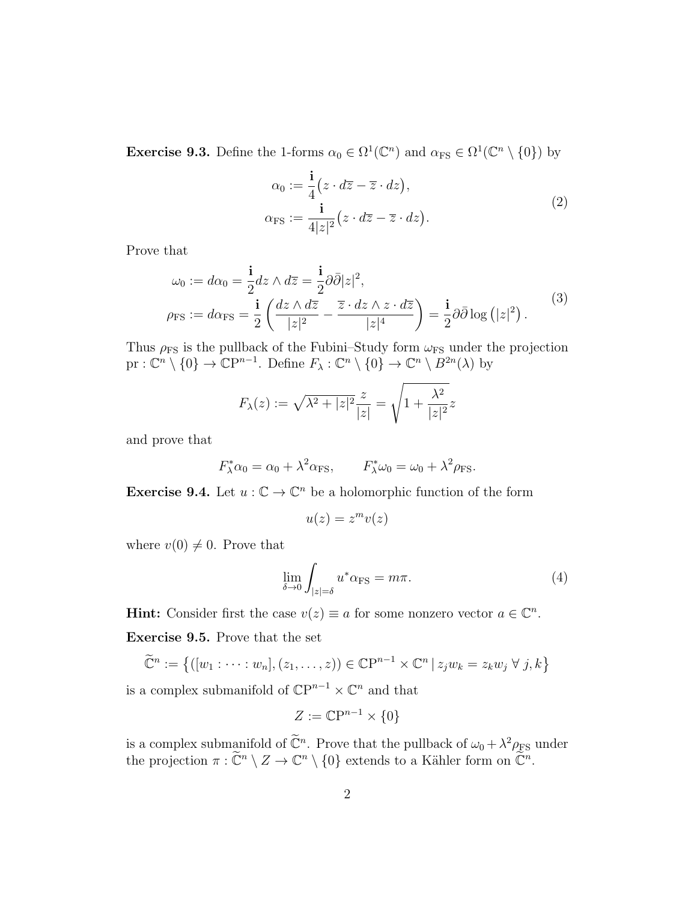**Exercise 9.3.** Define the 1-forms $\alpha_0 \in \Omega^1(\mathbb{C}^n)$ and $\alpha_{\mathrm{FS}} \in \Omega^1(\mathbb{C}^n \setminus \{0\})$ by

$$
\begin{aligned}
\alpha_0 &:= \frac{\mathbf{i}}{4}\big(z \cdot d\overline{z} - \overline{z} \cdot dz\big), \\
\alpha_{\mathrm{FS}} &:= \frac{\mathbf{i}}{4|z|^2}\big(z \cdot d\overline{z} - \overline{z} \cdot dz\big).
\end{aligned}
\tag{2}
$$

Prove that

$$
\begin{aligned}
\omega_0 &:= d\alpha_0 = \frac{\mathbf{i}}{2} dz \wedge d\overline{z} = \frac{\mathbf{i}}{2}\partial\bar{\partial}|z|^2, \\
\rho_{\mathrm{FS}} &:= d\alpha_{\mathrm{FS}} = \frac{\mathbf{i}}{2}\left(\frac{dz \wedge d\overline{z}}{|z|^2} - \frac{\overline{z} \cdot dz \wedge z \cdot d\overline{z}}{|z|^4}\right) = \frac{\mathbf{i}}{2}\partial\bar{\partial}\log\left(|z|^2\right).
\end{aligned}
\tag{3}
$$

Thus $\rho_{\mathrm{FS}}$ is the pullback of the Fubini–Study form $\omega_{\mathrm{FS}}$ under the projection $\mathrm{pr} : \mathbb{C}^n \setminus \{0\} \to \mathbb{CP}^{n-1}$. Define $F_\lambda : \mathbb{C}^n \setminus \{0\} \to \mathbb{C}^n \setminus B^{2n}(\lambda)$ by

$$
F_\lambda(z) := \sqrt{\lambda^2 + |z|^2}\frac{z}{|z|} = \sqrt{1 + \frac{\lambda^2}{|z|^2}} z
$$

and prove that

$$
F_\lambda^*\alpha_0 = \alpha_0 + \lambda^2\alpha_{\mathrm{FS}}, \qquad F_\lambda^*\omega_0 = \omega_0 + \lambda^2\rho_{\mathrm{FS}}.
$$

**Exercise 9.4.** Let $u : \mathbb{C} \to \mathbb{C}^n$ be a holomorphic function of the form

$$
u(z) = z^m v(z)
$$

where $v(0) \neq 0$. Prove that

$$
\lim_{\delta \to 0} \int_{|z|=\delta} u^*\alpha_{\mathrm{FS}} = m\pi.
\tag{4}
$$

**Hint:** Consider first the case $v(z) \equiv a$ for some nonzero vector $a \in \mathbb{C}^n$.

**Exercise 9.5.** Prove that the set

$$
\widetilde{\mathbb{C}}^n := \left\{([w_1 : \cdots : w_n], (z_1, \ldots, z)) \in \mathbb{CP}^{n-1} \times \mathbb{C}^n \mid z_j w_k = z_k w_j \;\forall\; j, k\right\}
$$

is a complex submanifold of $\mathbb{CP}^{n-1} \times \mathbb{C}^n$ and that

$$
Z := \mathbb{CP}^{n-1} \times \{0\}
$$

is a complex submanifold of $\widetilde{\mathbb{C}}^n$. Prove that the pullback of $\omega_0 + \lambda^2\rho_{\mathrm{FS}}$ under the projection $\pi : \widetilde{\mathbb{C}}^n \setminus Z \to \mathbb{C}^n \setminus \{0\}$ extends to a Kähler form on $\widetilde{\mathbb{C}}^n$.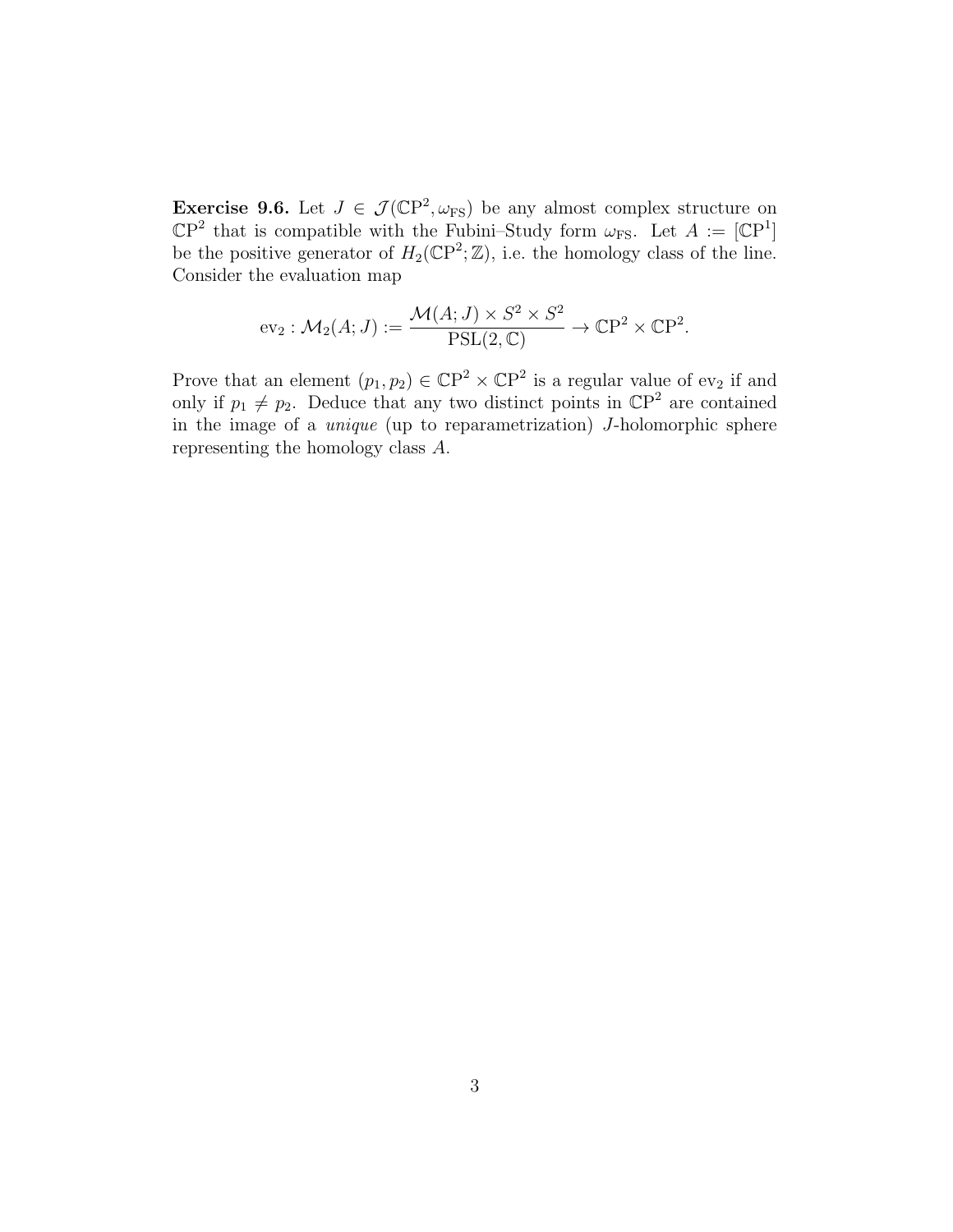**Exercise 9.6.** Let $J \in \mathcal{J}(\mathbb{CP}^2, \omega_{\mathrm{FS}})$ be any almost complex structure on $\mathbb{CP}^2$ that is compatible with the Fubini–Study form $\omega_{\mathrm{FS}}$. Let $A := [\mathbb{CP}^1]$ be the positive generator of $H_2(\mathbb{CP}^2; \mathbb{Z})$, i.e. the homology class of the line. Consider the evaluation map

$$\mathrm{ev}_2 : \mathcal{M}_2(A; J) := \frac{\mathcal{M}(A; J) \times S^2 \times S^2}{\mathrm{PSL}(2, \mathbb{C})} \to \mathbb{CP}^2 \times \mathbb{CP}^2.$$

Prove that an element $(p_1, p_2) \in \mathbb{CP}^2 \times \mathbb{CP}^2$ is a regular value of $\mathrm{ev}_2$ if and only if $p_1 \neq p_2$. Deduce that any two distinct points in $\mathbb{CP}^2$ are contained in the image of a *unique* (up to reparametrization) $J$-holomorphic sphere representing the homology class $A$.